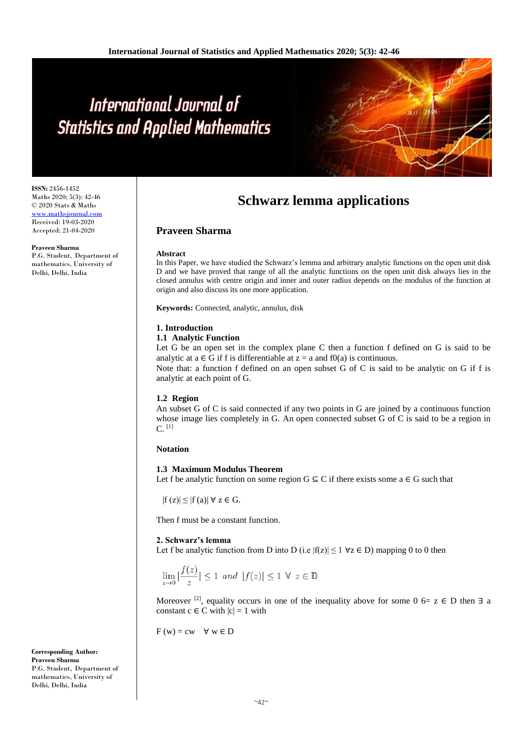# Schwarz lemma applications

## Praveen Sharma

ISSN: 2456-1452
Maths 2020; 5(3): 42-46
© 2020 Stats & Maths
www.mathsjournal.com
Received: 19-03-2020
Accepted: 21-04-2020

**Praveen Sharma**
P.G. Student, Department of mathematics, University of Delhi, Delhi, India

**Corresponding Author:**
**Praveen Sharma**
P.G. Student, Department of mathematics, University of Delhi, Delhi, India

**Abstract**

In this Paper, we have studied the Schwarz's lemma and arbitrary analytic functions on the open unit disk D and we have proved that range of all the analytic functions on the open unit disk always lies in the closed annulus with centre origin and inner and outer radius depends on the modulus of the function at origin and also discuss its one more application.

**Keywords:** Connected, analytic, annulus, disk

### 1. Introduction

#### 1.1 Analytic Function

Let G be an open set in the complex plane C then a function f defined on G is said to be analytic at a ∈ G if f is differentiable at z = a and f0(a) is continuous.

Note that: a function f defined on an open subset G of C is said to be analytic on G if f is analytic at each point of G.

#### 1.2 Region

An subset G of C is said connected if any two points in G are joined by a continuous function whose image lies completely in G. An open connected subset G of C is said to be a region in C. [1]

**Notation**

#### 1.3 Maximum Modulus Theorem

Let f be analytic function on some region G ⊆ C if there exists some a ∈ G such that

$|f(z)| \leq |f(a)| \; \forall \; z \in G.$

Then f must be a constant function.

### 2. Schwarz's lemma

Let f be analytic function from D into D (i.e $|f(z)| \leq 1 \; \forall z \in D$) mapping 0 to 0 then

$$\lim_{z \to 0} |\frac{f(z)}{z}| \leq 1 \;\; and \;\; |f(z)| \leq 1 \; \forall \; z \in \mathbb{D}$$

Moreover [2], equality occurs in one of the inequality above for some 0 6= z ∈ D then ∃ a constant c ∈ C with |c| = 1 with

$F(w) = cw \quad \forall \; w \in D$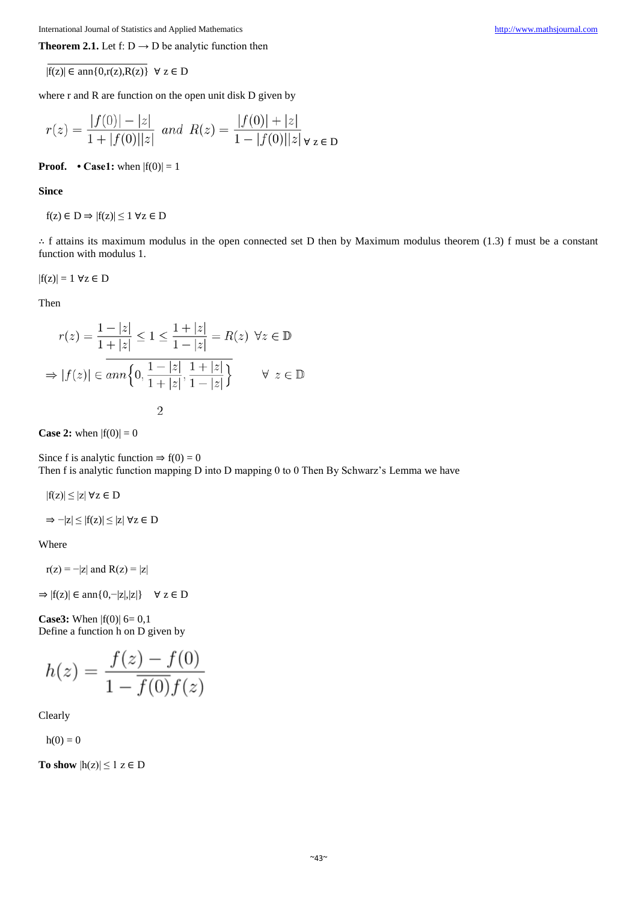**Theorem 2.1.** Let f: D → D be analytic function then

$$|f(z)| \in \overline{\text{ann}\{0, r(z), R(z)\}} \quad \forall\, z \in D$$

where r and R are function on the open unit disk D given by

$$r(z) = \frac{|f(0)| - |z|}{1 + |f(0)||z|} \;\; and \;\; R(z) = \frac{|f(0)| + |z|}{1 - |f(0)||z|} \; \forall \; z \in D$$

**Proof.** • **Case1:** when $|f(0)| = 1$

**Since**

$$f(z) \in D \Rightarrow |f(z)| \le 1 \; \forall z \in D$$

∴ f attains its maximum modulus in the open connected set D then by Maximum modulus theorem (1.3) f must be a constant function with modulus 1.

$$|f(z)| = 1 \; \forall z \in D$$

Then

$$r(z) = \frac{1 - |z|}{1 + |z|} \le 1 \le \frac{1 + |z|}{1 - |z|} = R(z) \;\; \forall z \in \mathbb{D}$$

$$\Rightarrow |f(z)| \in \overline{ann\left\{0, \frac{1 - |z|}{1 + |z|}, \frac{1 + |z|}{1 - |z|}\right\}} \qquad \forall \;\; z \in \mathbb{D}$$

2

**Case 2:** when $|f(0)| = 0$

Since f is analytic function ⇒ $f(0) = 0$
Then f is analytic function mapping D into D mapping 0 to 0 Then By Schwarz's Lemma we have

$$|f(z)| \le |z| \; \forall z \in D$$

$$\Rightarrow -|z| \le |f(z)| \le |z| \; \forall z \in D$$

Where

$$r(z) = -|z| \text{ and } R(z) = |z|$$

$$\Rightarrow |f(z)| \in \text{ann}\{0, -|z|, |z|\} \quad \forall\, z \in D$$

**Case3:** When $|f(0)| \neq 0, 1$
Define a function h on D given by

$$h(z) = \frac{f(z) - f(0)}{1 - \overline{f(0)} f(z)}$$

Clearly

$$h(0) = 0$$

**To show** $|h(z)| \le 1 \; z \in D$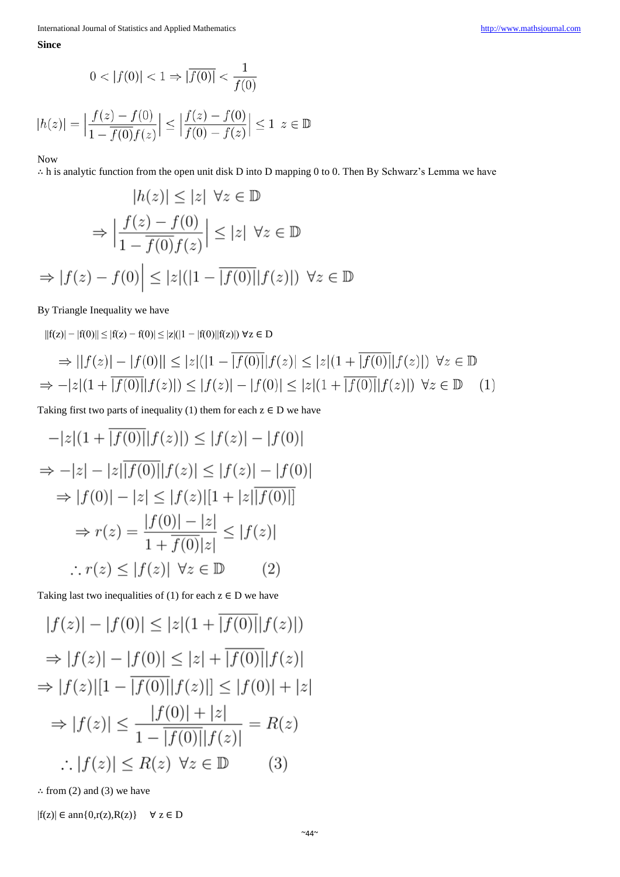**Since**

$$0 < |f(0)| < 1 \Rightarrow |\overline{f(0)}| < \frac{1}{f(0)}$$

$$|h(z)| = \left|\frac{f(z) - f(0)}{1 - \overline{f(0)}f(z)}\right| \leq \left|\frac{f(z) - f(0)}{f(0) - f(z)}\right| \leq 1 \;\; z \in \mathbb{D}$$

Now

∴ h is analytic function from the open unit disk D into D mapping 0 to 0. Then By Schwarz's Lemma we have

$$|h(z)| \leq |z| \;\; \forall z \in \mathbb{D}$$

$$\Rightarrow \left|\frac{f(z) - f(0)}{1 - \overline{f(0)}f(z)}\right| \leq |z| \;\; \forall z \in \mathbb{D}$$

$$\Rightarrow |f(z) - f(0)\Big| \leq |z|(|1 - \overline{|f(0)|}|f(z)|) \;\; \forall z \in \mathbb{D}$$

By Triangle Inequality we have

$||f(z)| - |f(0)|| \leq |f(z) - f(0)| \leq |z|(|1 - |f(0)||f(z)|) \; \forall z \in D$

$$\Rightarrow ||f(z)| - |f(0)|| \leq |z|(|1 - \overline{|f(0)|}|f(z)| \leq |z|(1 + \overline{|f(0)|}|f(z)|) \;\; \forall z \in \mathbb{D}$$

$$\Rightarrow -|z|(1 + \overline{|f(0)|}|f(z)|) \leq |f(z)| - |f(0)| \leq |z|(1 + \overline{|f(0)|}|f(z)|) \;\; \forall z \in \mathbb{D} \qquad (1)$$

Taking first two parts of inequality (1) them for each z ∈ D we have

$$-|z|(1 + \overline{|f(0)|}|f(z)|) \leq |f(z)| - |f(0)|$$

$$\Rightarrow -|z| - |z|\overline{|f(0)|}|f(z)| \leq |f(z)| - |f(0)|$$

$$\Rightarrow |f(0)| - |z| \leq |f(z)|[1 + |z|\overline{|f(0)|}]$$

$$\Rightarrow r(z) = \frac{|f(0)| - |z|}{1 + \overline{f(0)}|z|} \leq |f(z)|$$

$$\therefore r(z) \leq |f(z)| \;\; \forall z \in \mathbb{D} \qquad (2)$$

Taking last two inequalities of (1) for each z ∈ D we have

$$|f(z)| - |f(0)| \leq |z|(1 + \overline{|f(0)|}|f(z)|)$$

$$\Rightarrow |f(z)| - |f(0)| \leq |z| + \overline{|f(0)|}|f(z)|$$

$$\Rightarrow |f(z)|[1 - \overline{|f(0)|}|f(z)|] \leq |f(0)| + |z|$$

$$\Rightarrow |f(z)| \leq \frac{|f(0)| + |z|}{1 - \overline{|f(0)|}|f(z)|} = R(z)$$

$$\therefore |f(z)| \leq R(z) \;\; \forall z \in \mathbb{D} \qquad (3)$$

∴ from (2) and (3) we have

$|f(z)| \in \text{ann}\{0, r(z), R(z)\} \quad \forall z \in D$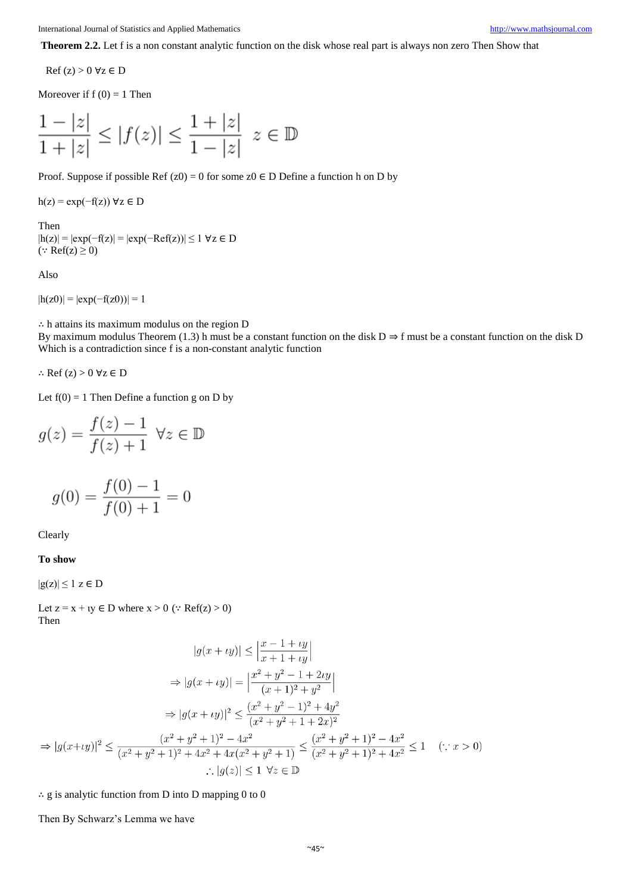**Theorem 2.2.** Let f is a non constant analytic function on the disk whose real part is always non zero Then Show that

Ref (z) > 0 ∀z ∈ D

Moreover if f (0) = 1 Then

$$\frac{1-|z|}{1+|z|} \leq |f(z)| \leq \frac{1+|z|}{1-|z|} \quad z \in \mathbb{D}$$

Proof. Suppose if possible Ref (z0) = 0 for some z0 ∈ D Define a function h on D by

h(z) = exp(−f(z)) ∀z ∈ D

Then
|h(z)| = |exp(−f(z)| = |exp(−Ref(z))| ≤ 1 ∀z ∈ D
(∵ Ref(z) ≥ 0)

Also

|h(z0)| = |exp(−f(z0))| = 1

∴ h attains its maximum modulus on the region D
By maximum modulus Theorem (1.3) h must be a constant function on the disk D ⇒ f must be a constant function on the disk D
Which is a contradiction since f is a non-constant analytic function

∴ Ref (z) > 0 ∀z ∈ D

Let f(0) = 1 Then Define a function g on D by

$$g(z) = \frac{f(z)-1}{f(z)+1} \quad \forall z \in \mathbb{D}$$

$$g(0) = \frac{f(0)-1}{f(0)+1} = 0$$

Clearly

**To show**

|g(z)| ≤ 1 z ∈ D

Let z = x + ιy ∈ D where x > 0 (∵ Ref(z) > 0)
Then

$$|g(x+\iota y)| \leq \left|\frac{x-1+\iota y}{x+1+\iota y}\right|$$

$$\Rightarrow |g(x+\iota y)| = \left|\frac{x^2+y^2-1+2\iota y}{(x+1)^2+y^2}\right|$$

$$\Rightarrow |g(x+\iota y)|^2 \leq \frac{(x^2+y^2-1)^2+4y^2}{(x^2+y^2+1+2x)^2}$$

$$\Rightarrow |g(x+\iota y)|^2 \leq \frac{(x^2+y^2+1)^2-4x^2}{(x^2+y^2+1)^2+4x^2+4x(x^2+y^2+1)} \leq \frac{(x^2+y^2+1)^2-4x^2}{(x^2+y^2+1)^2+4x^2} \leq 1 \quad (\because x>0)$$

$$\therefore |g(z)| \leq 1 \;\; \forall z \in \mathbb{D}$$

∴ g is analytic function from D into D mapping 0 to 0

Then By Schwarz's Lemma we have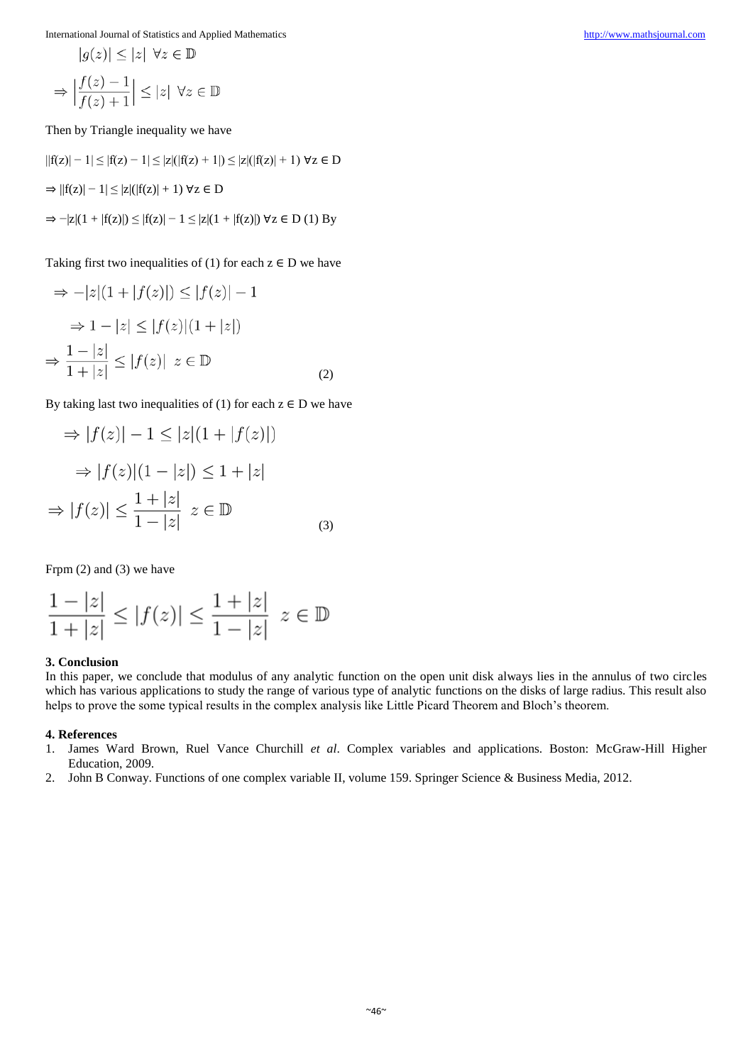$$|g(z)| \leq |z| \;\; \forall z \in \mathbb{D}$$

$$\Rightarrow \left|\frac{f(z)-1}{f(z)+1}\right| \leq |z| \;\; \forall z \in \mathbb{D}$$

Then by Triangle inequality we have

$||f(z)| - 1| \leq |f(z) - 1| \leq |z|(|f(z) + 1|) \leq |z|(|f(z)| + 1) \; \forall z \in D$

$\Rightarrow ||f(z)| - 1| \leq |z|(|f(z)| + 1) \; \forall z \in D$

$\Rightarrow -|z|(1 + |f(z)|) \leq |f(z)| - 1 \leq |z|(1 + |f(z)|) \; \forall z \in D$ (1) By

Taking first two inequalities of (1) for each $z \in D$ we have

$$\Rightarrow -|z|(1+|f(z)|) \leq |f(z)| - 1$$

$$\Rightarrow 1 - |z| \leq |f(z)|(1+|z|)$$

$$\Rightarrow \frac{1-|z|}{1+|z|} \leq |f(z)| \;\; z \in \mathbb{D} \tag{2}$$

By taking last two inequalities of (1) for each $z \in D$ we have

$$\Rightarrow |f(z)| - 1 \leq |z|(1+|f(z)|)$$

$$\Rightarrow |f(z)|(1-|z|) \leq 1+|z|$$

$$\Rightarrow |f(z)| \leq \frac{1+|z|}{1-|z|} \;\; z \in \mathbb{D} \tag{3}$$

Frpm (2) and (3) we have

$$\frac{1-|z|}{1+|z|} \leq |f(z)| \leq \frac{1+|z|}{1-|z|} \;\; z \in \mathbb{D}$$

## 3. Conclusion

In this paper, we conclude that modulus of any analytic function on the open unit disk always lies in the annulus of two circles which has various applications to study the range of various type of analytic functions on the disks of large radius. This result also helps to prove the some typical results in the complex analysis like Little Picard Theorem and Bloch's theorem.

## 4. References

1. James Ward Brown, Ruel Vance Churchill *et al*. Complex variables and applications. Boston: McGraw-Hill Higher Education, 2009.
2. John B Conway. Functions of one complex variable II, volume 159. Springer Science & Business Media, 2012.